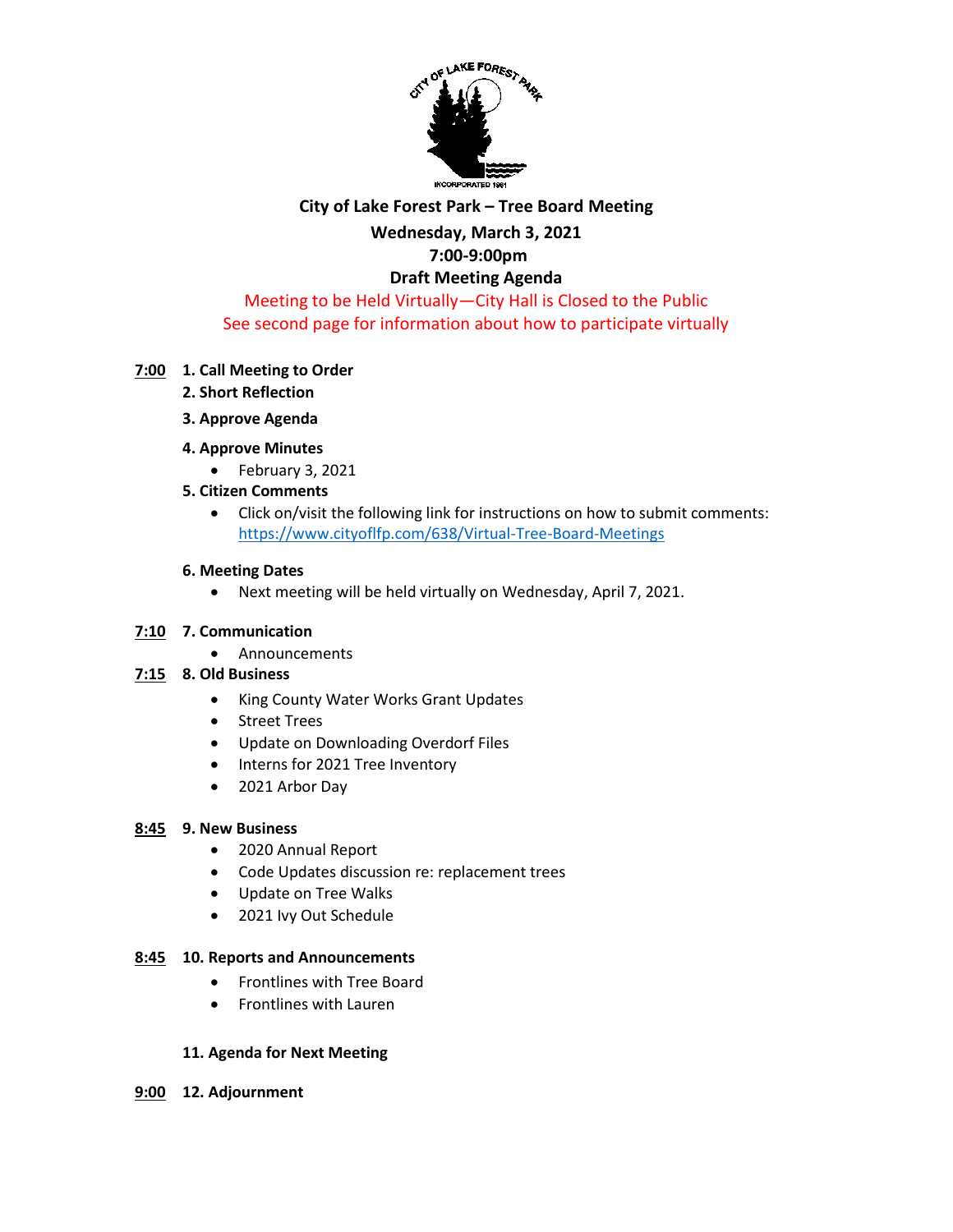# City of Lake Forest Park – Tree Board Meeting

**Wednesday, March 3, 2021**

**7:00-9:00pm**

**Draft Meeting Agenda**

Meeting to be Held Virtually—City Hall is Closed to the Public

See second page for information about how to participate virtually

**7:00** **1. Call Meeting to Order**

**2. Short Reflection**

**3. Approve Agenda**

**4. Approve Minutes**

- February 3, 2021

**5. Citizen Comments**

- Click on/visit the following link for instructions on how to submit comments: https://www.cityoflfp.com/638/Virtual-Tree-Board-Meetings

**6. Meeting Dates**

- Next meeting will be held virtually on Wednesday, April 7, 2021.

**7:10** **7. Communication**

- Announcements

**7:15** **8. Old Business**

- King County Water Works Grant Updates
- Street Trees
- Update on Downloading Overdorf Files
- Interns for 2021 Tree Inventory
- 2021 Arbor Day

**8:45** **9. New Business**

- 2020 Annual Report
- Code Updates discussion re: replacement trees
- Update on Tree Walks
- 2021 Ivy Out Schedule

**8:45** **10. Reports and Announcements**

- Frontlines with Tree Board
- Frontlines with Lauren

**11. Agenda for Next Meeting**

**9:00** **12. Adjournment**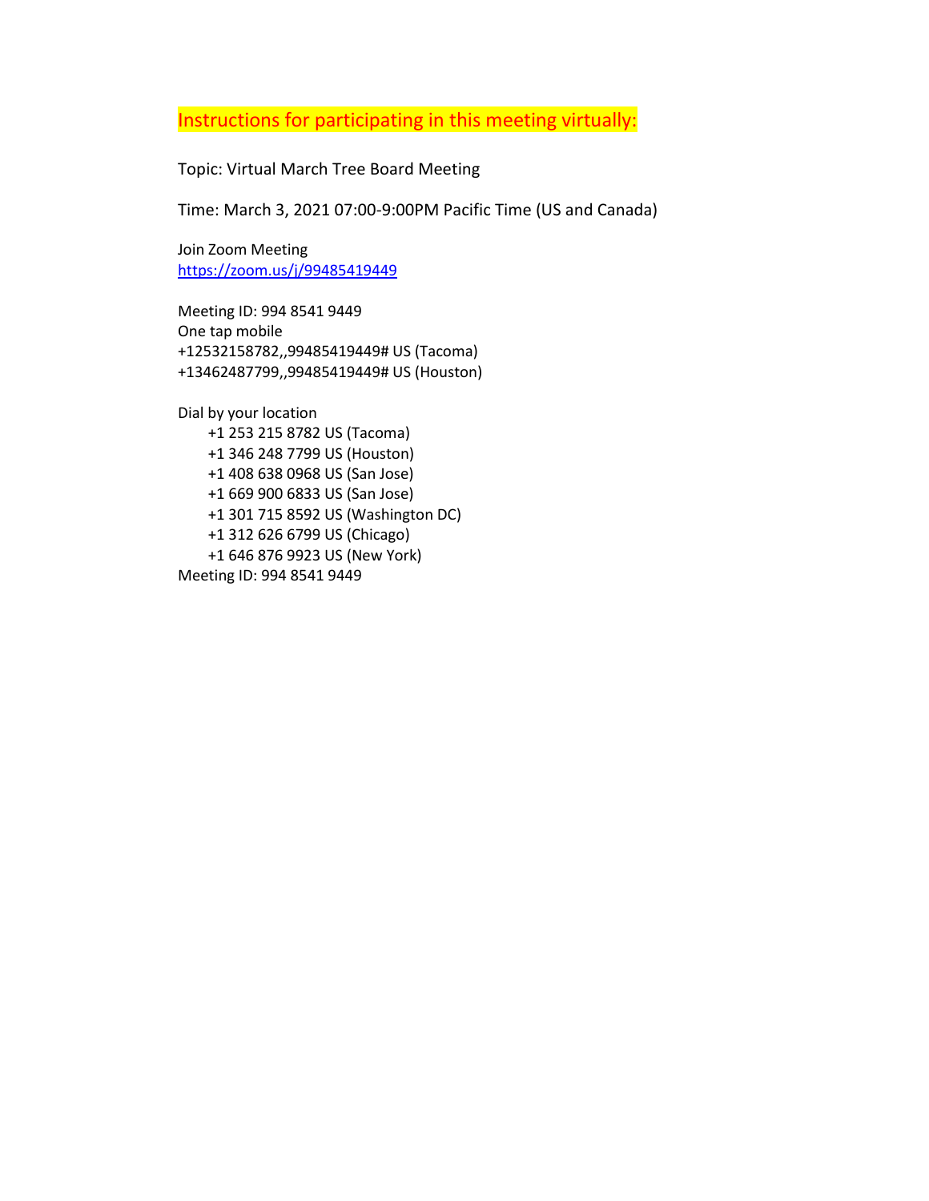## Instructions for participating in this meeting virtually:

Topic: Virtual March Tree Board Meeting

Time: March 3, 2021 07:00-9:00PM Pacific Time (US and Canada)

Join Zoom Meeting
https://zoom.us/j/99485419449

Meeting ID: 994 8541 9449
One tap mobile
+12532158782,,99485419449# US (Tacoma)
+13462487799,,99485419449# US (Houston)

Dial by your location
- +1 253 215 8782 US (Tacoma)
- +1 346 248 7799 US (Houston)
- +1 408 638 0968 US (San Jose)
- +1 669 900 6833 US (San Jose)
- +1 301 715 8592 US (Washington DC)
- +1 312 626 6799 US (Chicago)
- +1 646 876 9923 US (New York)

Meeting ID: 994 8541 9449